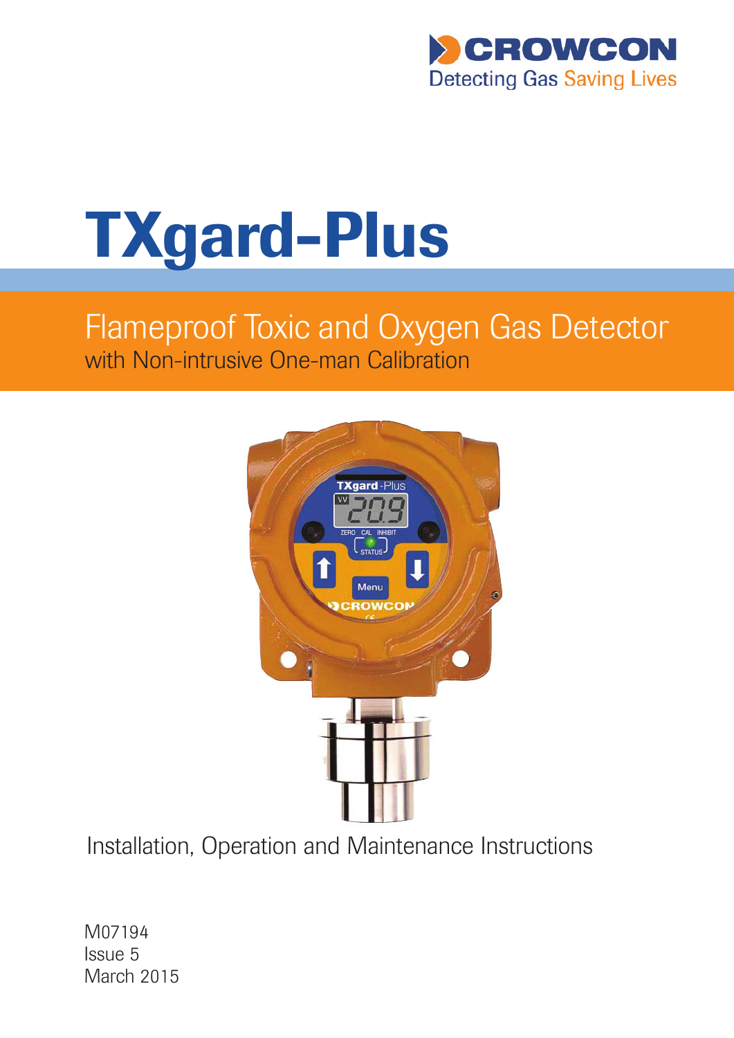CROWCON

Detecting Gas Saving Lives

# TXgard-Plus

## Flameproof Toxic and Oxygen Gas Detector

with Non-intrusive One-man Calibration

Installation, Operation and Maintenance Instructions

M07194
Issue 5
March 2015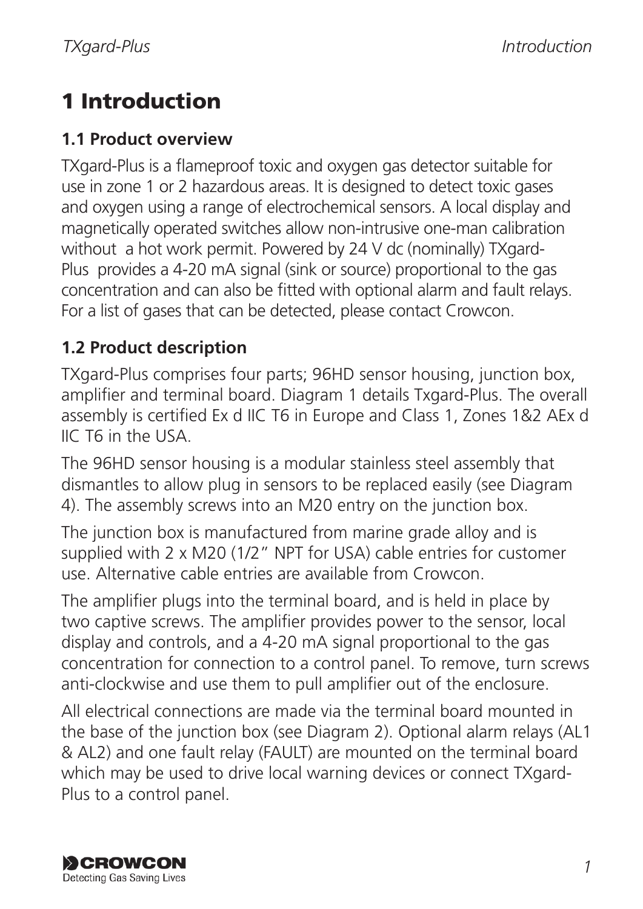# 1 Introduction

## 1.1 Product overview

TXgard-Plus is a flameproof toxic and oxygen gas detector suitable for use in zone 1 or 2 hazardous areas. It is designed to detect toxic gases and oxygen using a range of electrochemical sensors. A local display and magnetically operated switches allow non-intrusive one-man calibration without a hot work permit. Powered by 24 V dc (nominally) TXgard-Plus provides a 4-20 mA signal (sink or source) proportional to the gas concentration and can also be fitted with optional alarm and fault relays. For a list of gases that can be detected, please contact Crowcon.

## 1.2 Product description

TXgard-Plus comprises four parts; 96HD sensor housing, junction box, amplifier and terminal board. Diagram 1 details Txgard-Plus. The overall assembly is certified Ex d IIC T6 in Europe and Class 1, Zones 1&2 AEx d IIC T6 in the USA.

The 96HD sensor housing is a modular stainless steel assembly that dismantles to allow plug in sensors to be replaced easily (see Diagram 4). The assembly screws into an M20 entry on the junction box.

The junction box is manufactured from marine grade alloy and is supplied with 2 x M20 (1/2" NPT for USA) cable entries for customer use. Alternative cable entries are available from Crowcon.

The amplifier plugs into the terminal board, and is held in place by two captive screws. The amplifier provides power to the sensor, local display and controls, and a 4-20 mA signal proportional to the gas concentration for connection to a control panel. To remove, turn screws anti-clockwise and use them to pull amplifier out of the enclosure.

All electrical connections are made via the terminal board mounted in the base of the junction box (see Diagram 2). Optional alarm relays (AL1 & AL2) and one fault relay (FAULT) are mounted on the terminal board which may be used to drive local warning devices or connect TXgard-Plus to a control panel.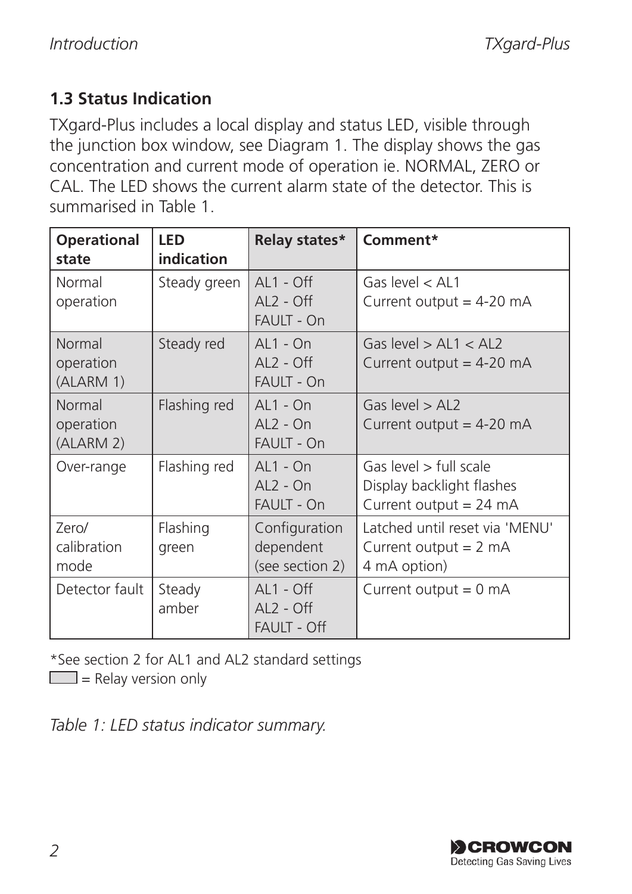## 1.3 Status Indication

TXgard-Plus includes a local display and status LED, visible through the junction box window, see Diagram 1. The display shows the gas concentration and current mode of operation ie. NORMAL, ZERO or CAL. The LED shows the current alarm state of the detector. This is summarised in Table 1.

| Operational state | LED indication | Relay states* | Comment* |
|---|---|---|---|
| Normal operation | Steady green | AL1 - Off<br>AL2 - Off<br>FAULT - On | Gas level < AL1<br>Current output = 4-20 mA |
| Normal operation (ALARM 1) | Steady red | AL1 - On<br>AL2 - Off<br>FAULT - On | Gas level > AL1 < AL2<br>Current output = 4-20 mA |
| Normal operation (ALARM 2) | Flashing red | AL1 - On<br>AL2 - On<br>FAULT - On | Gas level > AL2<br>Current output = 4-20 mA |
| Over-range | Flashing red | AL1 - On<br>AL2 - On<br>FAULT - On | Gas level > full scale<br>Display backlight flashes<br>Current output = 24 mA |
| Zero/ calibration mode | Flashing green | Configuration dependent (see section 2) | Latched until reset via 'MENU'<br>Current output = 2 mA<br>4 mA option) |
| Detector fault | Steady amber | AL1 - Off<br>AL2 - Off<br>FAULT - Off | Current output = 0 mA |

*See section 2 for AL1 and AL2 standard settings

▭ = Relay version only

*Table 1: LED status indicator summary.*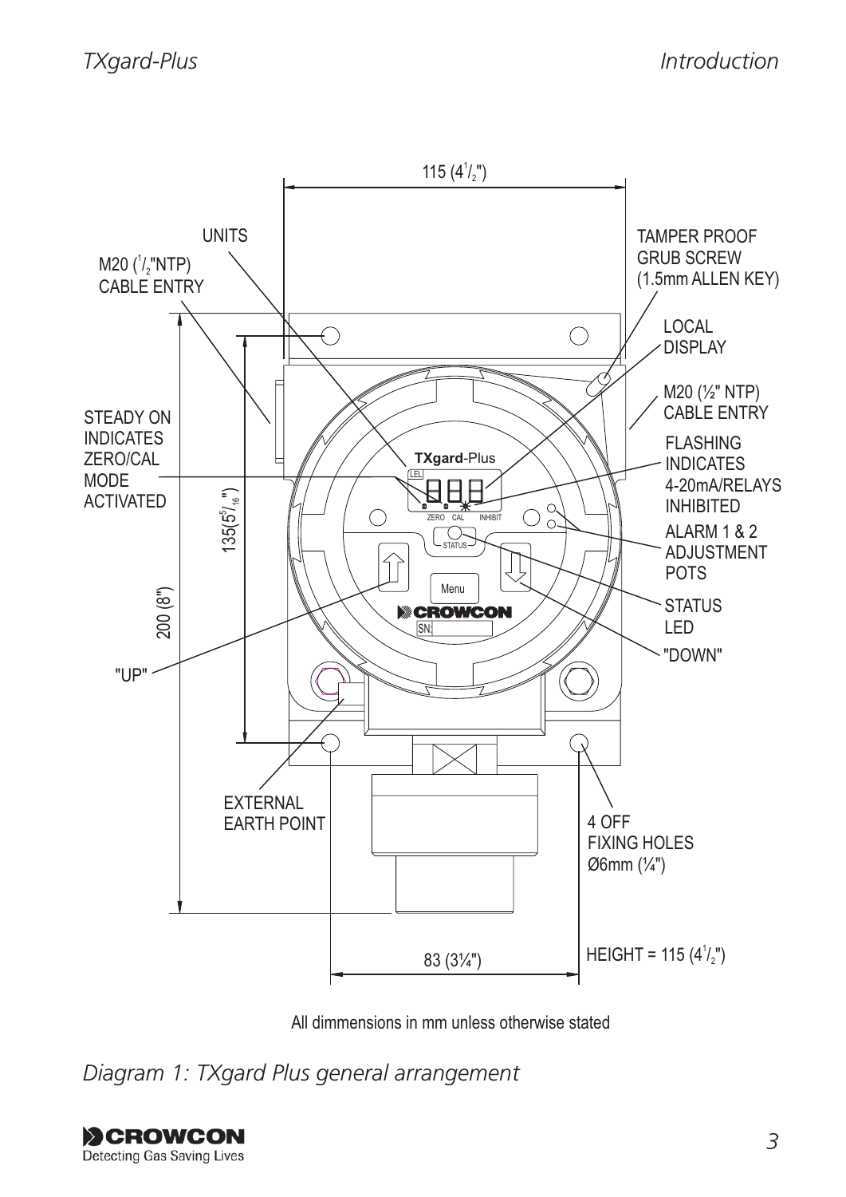115 ($4^1/_2$")

UNITS

M20 ($^1/_2$"NTP) CABLE ENTRY

TAMPER PROOF GRUB SCREW (1.5mm ALLEN KEY)

LOCAL DISPLAY

M20 (½" NTP) CABLE ENTRY

STEADY ON INDICATES ZERO/CAL MODE ACTIVATED

FLASHING INDICATES 4-20mA/RELAYS INHIBITED

ALARM 1 & 2 ADJUSTMENT POTS

STATUS LED

"DOWN"

"UP"

135($5^5/_{16}$")

200 (8")

EXTERNAL EARTH POINT

4 OFF FIXING HOLES Ø6mm (¼")

83 (3¼")

HEIGHT = 115 ($4^1/_2$")

All dimmensions in mm unless otherwise stated

*Diagram 1: TXgard Plus general arrangement*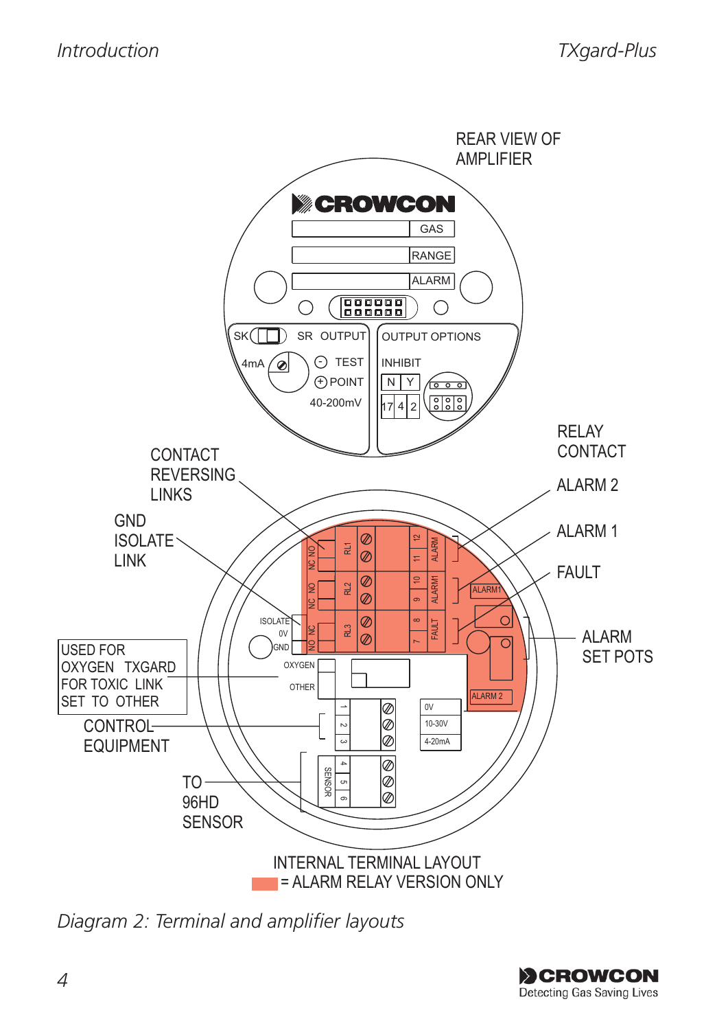REAR VIEW OF AMPLIFIER

CROWCON

GAS

RANGE

ALARM

SK

4mA

SR OUTPUT

TEST

POINT

40-200mV

OUTPUT OPTIONS

INHIBIT

N Y

17 4 2

RELAY CONTACT

ALARM 2

ALARM 1

FAULT

ALARM SET POTS

CONTACT REVERSING LINKS

GND ISOLATE LINK

USED FOR OXYGEN TXGARD FOR TOXIC LINK SET TO OTHER

CONTROL EQUIPMENT

TO 96HD SENSOR

ISOLATE

0V

GND

OXYGEN

OTHER

NC NO RL1 12 11 ALARM

NC NO RL2 10 9 ALARM1

NC NO RL3 8 7 FAULT

ALARM1

ALARM 2

1 2 3

0V

10-30V

4-20mA

SENSOR 4 5 6

INTERNAL TERMINAL LAYOUT

= ALARM RELAY VERSION ONLY

*Diagram 2: Terminal and amplifier layouts*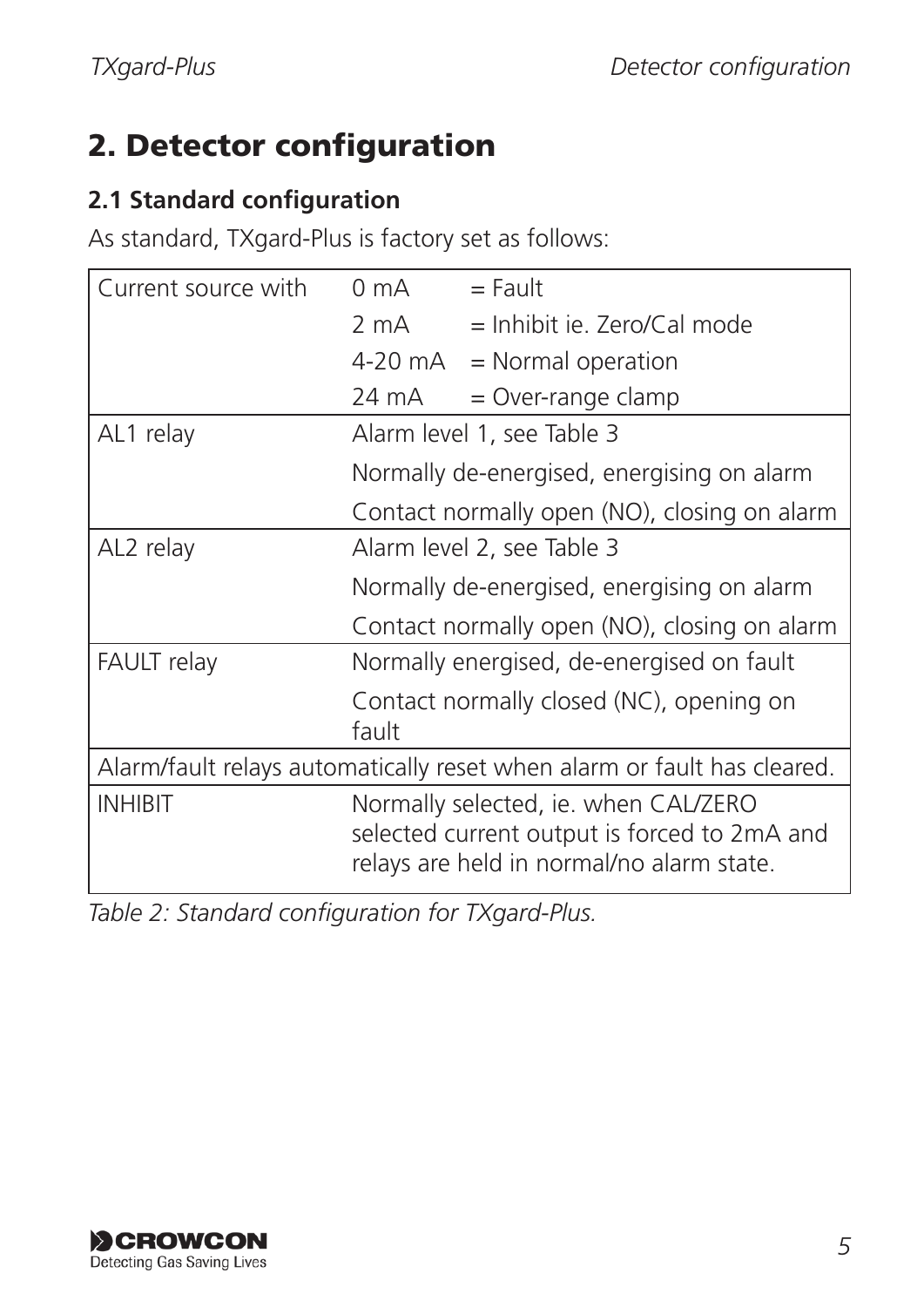## 2. Detector configuration

### 2.1 Standard configuration

As standard, TXgard-Plus is factory set as follows:

| | | |
|---|---|---|
| Current source with | 0 mA | = Fault |
| | 2 mA | = Inhibit ie. Zero/Cal mode |
| | 4-20 mA | = Normal operation |
| | 24 mA | = Over-range clamp |
| AL1 relay | Alarm level 1, see Table 3 | |
| | Normally de-energised, energising on alarm | |
| | Contact normally open (NO), closing on alarm | |
| AL2 relay | Alarm level 2, see Table 3 | |
| | Normally de-energised, energising on alarm | |
| | Contact normally open (NO), closing on alarm | |
| FAULT relay | Normally energised, de-energised on fault | |
| | Contact normally closed (NC), opening on fault | |
| Alarm/fault relays automatically reset when alarm or fault has cleared. | | |
| INHIBIT | Normally selected, ie. when CAL/ZERO selected current output is forced to 2mA and relays are held in normal/no alarm state. | |

*Table 2: Standard configuration for TXgard-Plus.*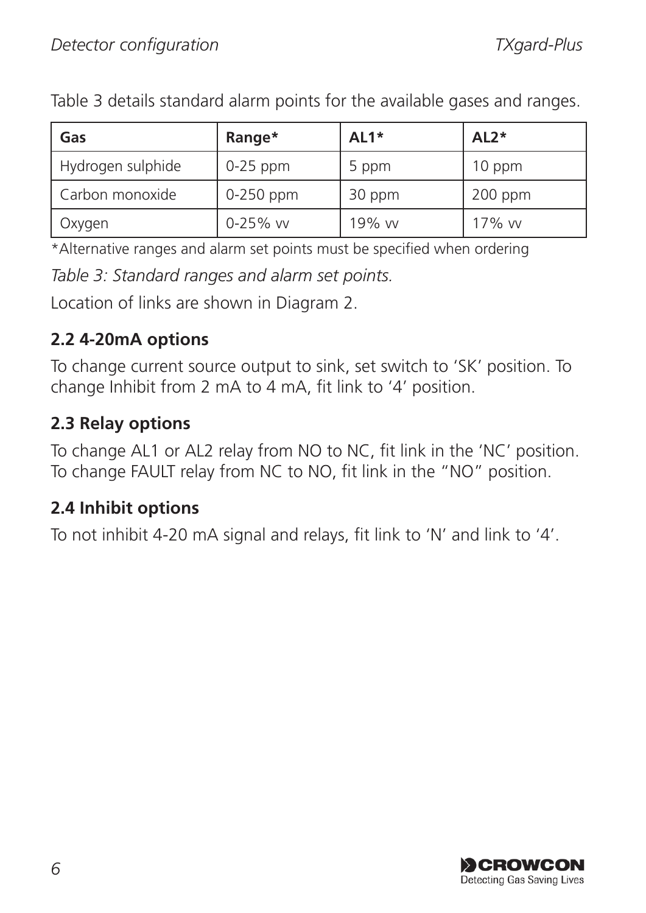Table 3 details standard alarm points for the available gases and ranges.

| Gas | Range* | AL1* | AL2* |
|---|---|---|---|
| Hydrogen sulphide | 0-25 ppm | 5 ppm | 10 ppm |
| Carbon monoxide | 0-250 ppm | 30 ppm | 200 ppm |
| Oxygen | 0-25% vv | 19% vv | 17% vv |

*Alternative ranges and alarm set points must be specified when ordering

*Table 3: Standard ranges and alarm set points.*

Location of links are shown in Diagram 2.

### 2.2 4-20mA options

To change current source output to sink, set switch to 'SK' position. To change Inhibit from 2 mA to 4 mA, fit link to '4' position.

### 2.3 Relay options

To change AL1 or AL2 relay from NO to NC, fit link in the 'NC' position. To change FAULT relay from NC to NO, fit link in the "NO" position.

### 2.4 Inhibit options

To not inhibit 4-20 mA signal and relays, fit link to 'N' and link to '4'.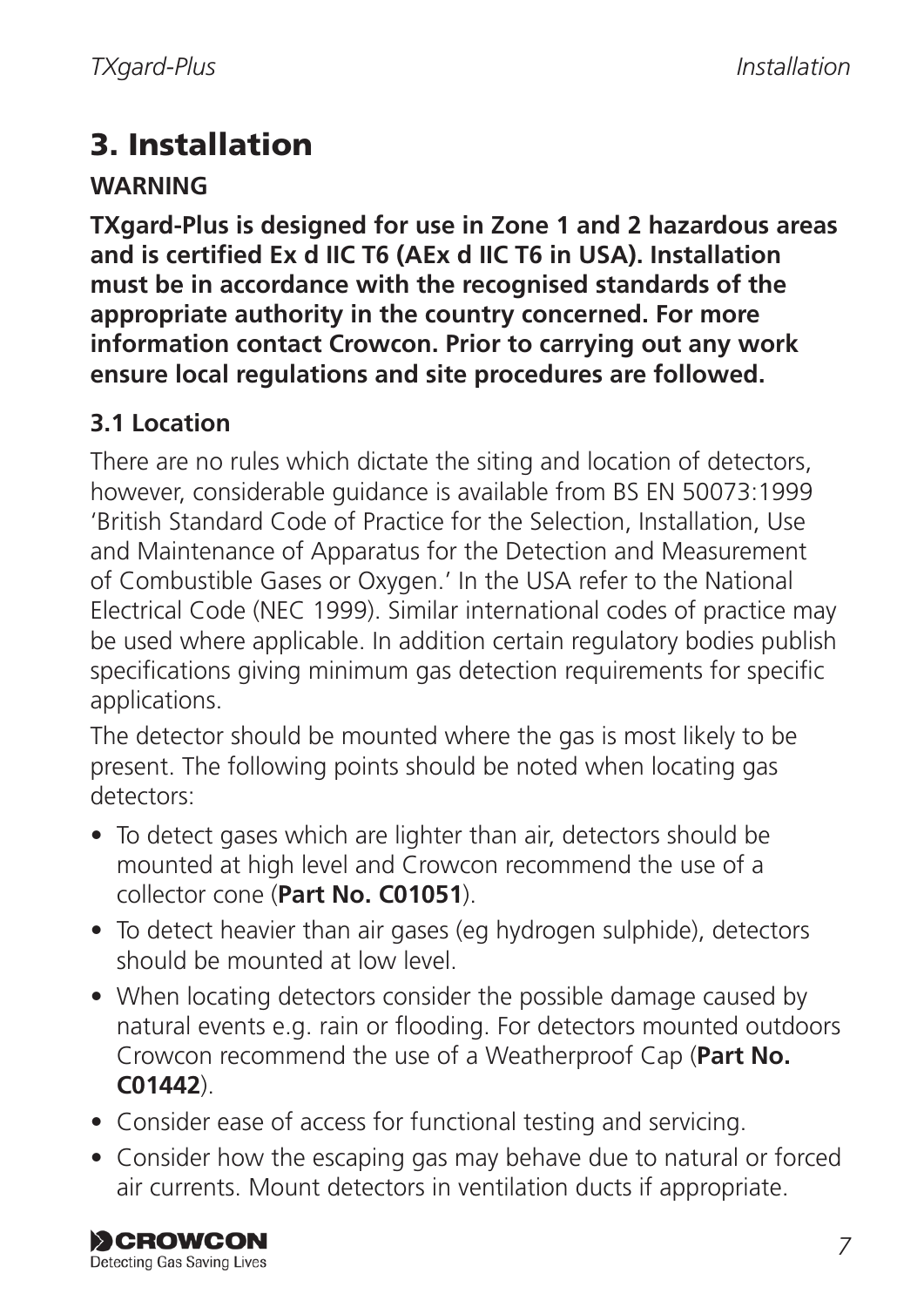# 3. Installation

**WARNING**

**TXgard-Plus is designed for use in Zone 1 and 2 hazardous areas and is certified Ex d IIC T6 (AEx d IIC T6 in USA). Installation must be in accordance with the recognised standards of the appropriate authority in the country concerned. For more information contact Crowcon. Prior to carrying out any work ensure local regulations and site procedures are followed.**

### 3.1 Location

There are no rules which dictate the siting and location of detectors, however, considerable guidance is available from BS EN 50073:1999 'British Standard Code of Practice for the Selection, Installation, Use and Maintenance of Apparatus for the Detection and Measurement of Combustible Gases or Oxygen.' In the USA refer to the National Electrical Code (NEC 1999). Similar international codes of practice may be used where applicable. In addition certain regulatory bodies publish specifications giving minimum gas detection requirements for specific applications.

The detector should be mounted where the gas is most likely to be present. The following points should be noted when locating gas detectors:

- To detect gases which are lighter than air, detectors should be mounted at high level and Crowcon recommend the use of a collector cone (**Part No. C01051**).
- To detect heavier than air gases (eg hydrogen sulphide), detectors should be mounted at low level.
- When locating detectors consider the possible damage caused by natural events e.g. rain or flooding. For detectors mounted outdoors Crowcon recommend the use of a Weatherproof Cap (**Part No. C01442**).
- Consider ease of access for functional testing and servicing.
- Consider how the escaping gas may behave due to natural or forced air currents. Mount detectors in ventilation ducts if appropriate.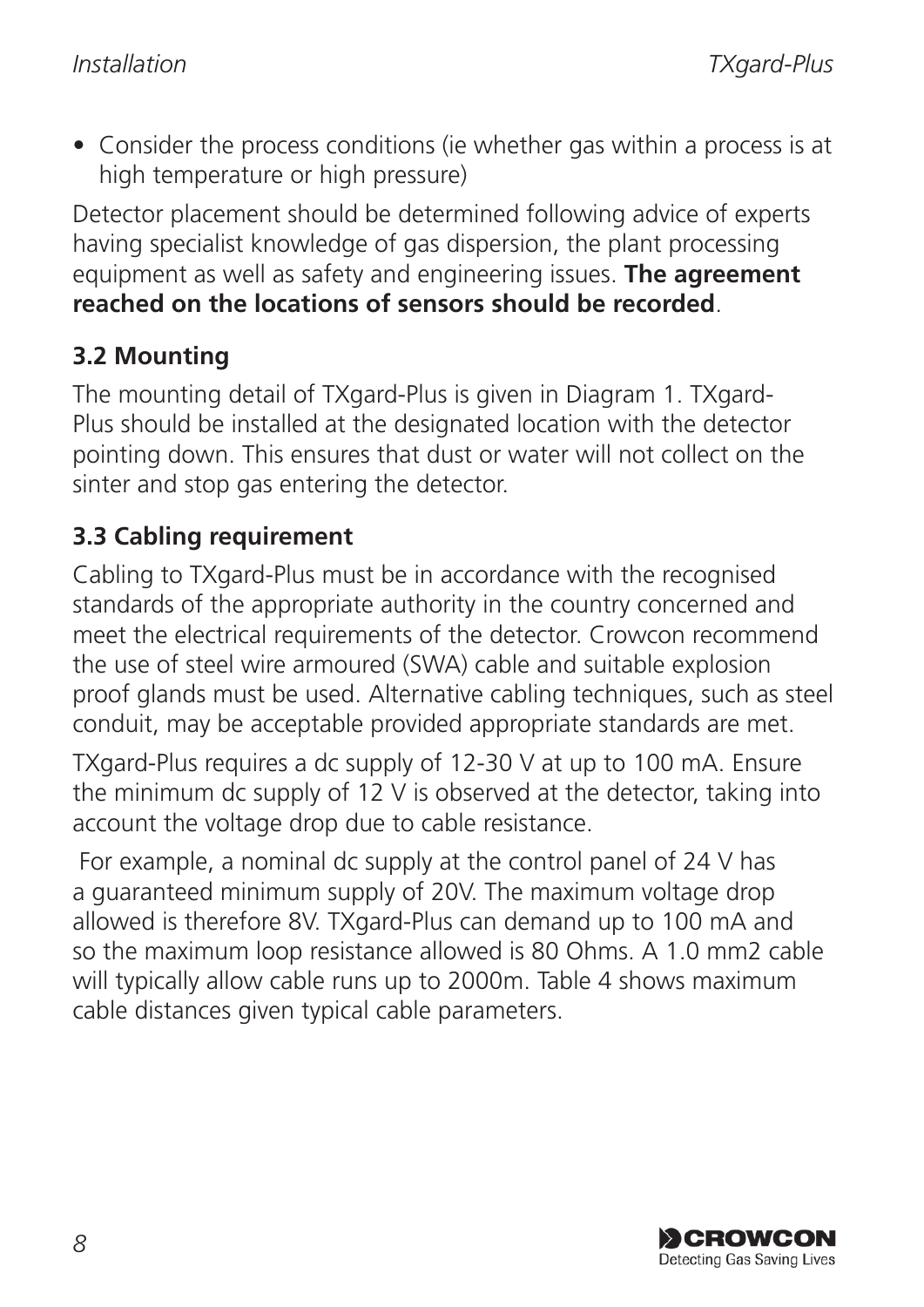- Consider the process conditions (ie whether gas within a process is at high temperature or high pressure)

Detector placement should be determined following advice of experts having specialist knowledge of gas dispersion, the plant processing equipment as well as safety and engineering issues. **The agreement reached on the locations of sensors should be recorded**.

### 3.2 Mounting

The mounting detail of TXgard-Plus is given in Diagram 1. TXgard-Plus should be installed at the designated location with the detector pointing down. This ensures that dust or water will not collect on the sinter and stop gas entering the detector.

### 3.3 Cabling requirement

Cabling to TXgard-Plus must be in accordance with the recognised standards of the appropriate authority in the country concerned and meet the electrical requirements of the detector. Crowcon recommend the use of steel wire armoured (SWA) cable and suitable explosion proof glands must be used. Alternative cabling techniques, such as steel conduit, may be acceptable provided appropriate standards are met.

TXgard-Plus requires a dc supply of 12-30 V at up to 100 mA. Ensure the minimum dc supply of 12 V is observed at the detector, taking into account the voltage drop due to cable resistance.

For example, a nominal dc supply at the control panel of 24 V has a guaranteed minimum supply of 20V. The maximum voltage drop allowed is therefore 8V. TXgard-Plus can demand up to 100 mA and so the maximum loop resistance allowed is 80 Ohms. A 1.0 mm2 cable will typically allow cable runs up to 2000m. Table 4 shows maximum cable distances given typical cable parameters.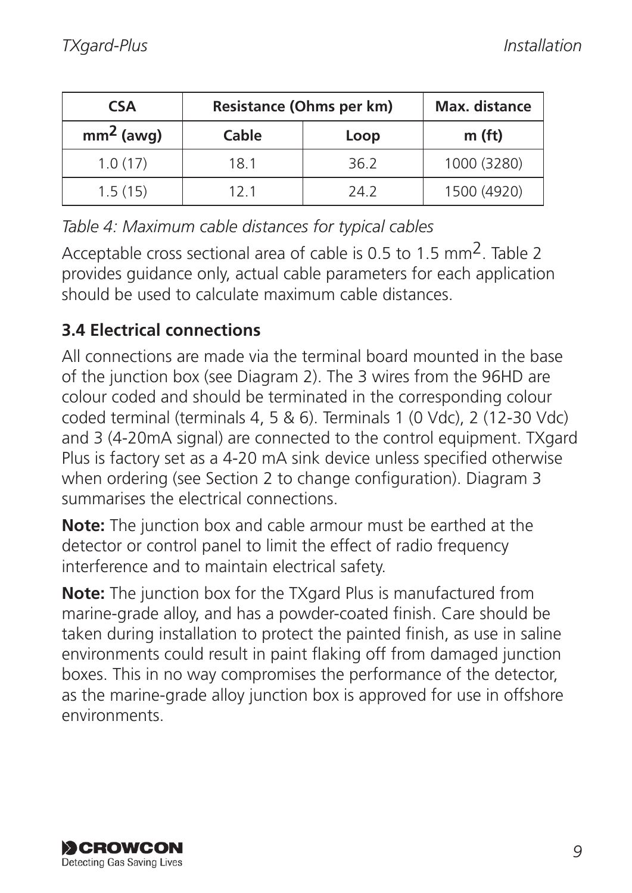| CSA | Resistance (Ohms per km) | | Max. distance |
|---|---|---|---|
| $mm^2$ (awg) | Cable | Loop | m (ft) |
| 1.0 (17) | 18.1 | 36.2 | 1000 (3280) |
| 1.5 (15) | 12.1 | 24.2 | 1500 (4920) |

*Table 4: Maximum cable distances for typical cables*

Acceptable cross sectional area of cable is 0.5 to 1.5 $mm^2$. Table 2 provides guidance only, actual cable parameters for each application should be used to calculate maximum cable distances.

### 3.4 Electrical connections

All connections are made via the terminal board mounted in the base of the junction box (see Diagram 2). The 3 wires from the 96HD are colour coded and should be terminated in the corresponding colour coded terminal (terminals 4, 5 & 6). Terminals 1 (0 Vdc), 2 (12-30 Vdc) and 3 (4-20mA signal) are connected to the control equipment. TXgard Plus is factory set as a 4-20 mA sink device unless specified otherwise when ordering (see Section 2 to change configuration). Diagram 3 summarises the electrical connections.

**Note:** The junction box and cable armour must be earthed at the detector or control panel to limit the effect of radio frequency interference and to maintain electrical safety.

**Note:** The junction box for the TXgard Plus is manufactured from marine-grade alloy, and has a powder-coated finish. Care should be taken during installation to protect the painted finish, as use in saline environments could result in paint flaking off from damaged junction boxes. This in no way compromises the performance of the detector, as the marine-grade alloy junction box is approved for use in offshore environments.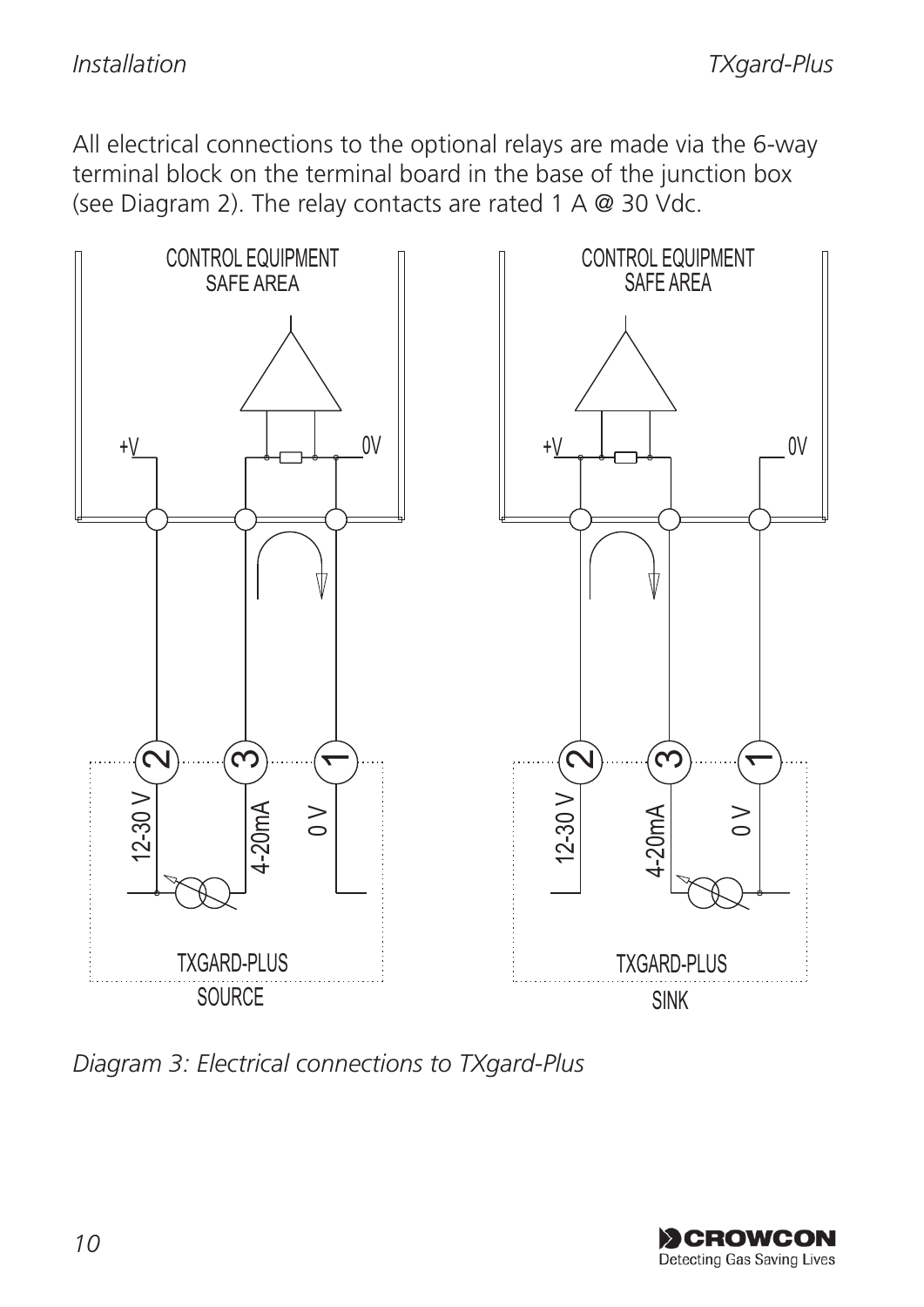All electrical connections to the optional relays are made via the 6-way terminal block on the terminal board in the base of the junction box (see Diagram 2). The relay contacts are rated 1 A @ 30 Vdc.

*Diagram 3: Electrical connections to TXgard-Plus*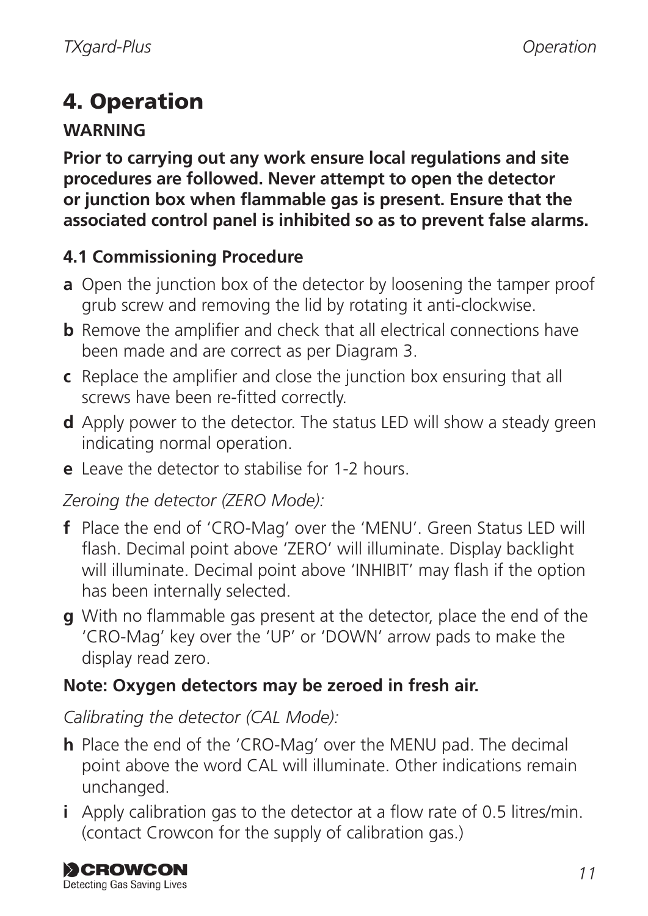# 4. Operation

**WARNING**

**Prior to carrying out any work ensure local regulations and site procedures are followed. Never attempt to open the detector or junction box when flammable gas is present. Ensure that the associated control panel is inhibited so as to prevent false alarms.**

### 4.1 Commissioning Procedure

**a** Open the junction box of the detector by loosening the tamper proof grub screw and removing the lid by rotating it anti-clockwise.

**b** Remove the amplifier and check that all electrical connections have been made and are correct as per Diagram 3.

**c** Replace the amplifier and close the junction box ensuring that all screws have been re-fitted correctly.

**d** Apply power to the detector. The status LED will show a steady green indicating normal operation.

**e** Leave the detector to stabilise for 1-2 hours.

*Zeroing the detector (ZERO Mode):*

**f** Place the end of 'CRO-Mag' over the 'MENU'. Green Status LED will flash. Decimal point above 'ZERO' will illuminate. Display backlight will illuminate. Decimal point above 'INHIBIT' may flash if the option has been internally selected.

**g** With no flammable gas present at the detector, place the end of the 'CRO-Mag' key over the 'UP' or 'DOWN' arrow pads to make the display read zero.

**Note: Oxygen detectors may be zeroed in fresh air.**

*Calibrating the detector (CAL Mode):*

**h** Place the end of the 'CRO-Mag' over the MENU pad. The decimal point above the word CAL will illuminate. Other indications remain unchanged.

**i** Apply calibration gas to the detector at a flow rate of 0.5 litres/min. (contact Crowcon for the supply of calibration gas.)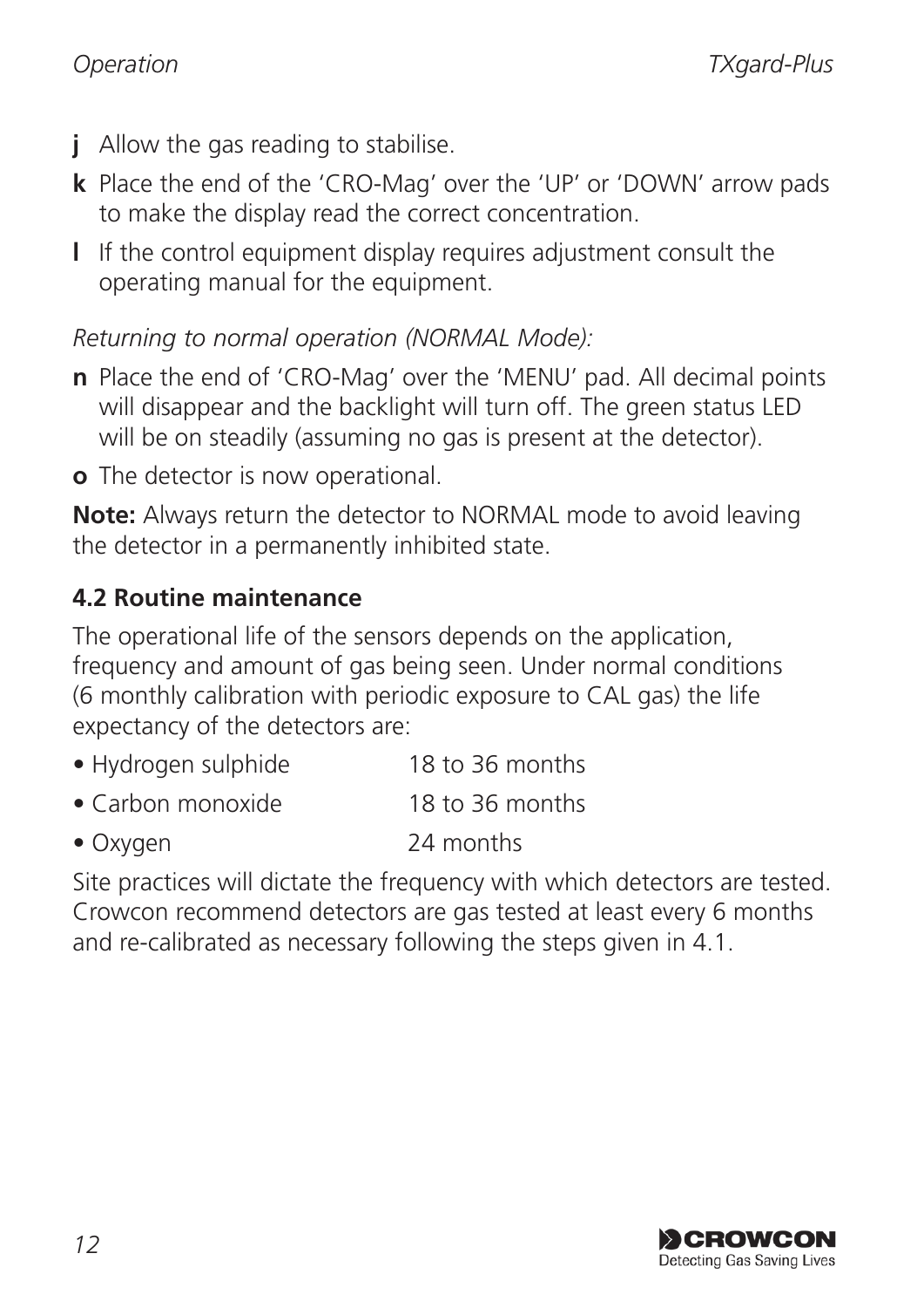**j** Allow the gas reading to stabilise.

**k** Place the end of the 'CRO-Mag' over the 'UP' or 'DOWN' arrow pads to make the display read the correct concentration.

**l** If the control equipment display requires adjustment consult the operating manual for the equipment.

*Returning to normal operation (NORMAL Mode):*

**n** Place the end of 'CRO-Mag' over the 'MENU' pad. All decimal points will disappear and the backlight will turn off. The green status LED will be on steadily (assuming no gas is present at the detector).

**o** The detector is now operational.

**Note:** Always return the detector to NORMAL mode to avoid leaving the detector in a permanently inhibited state.

### 4.2 Routine maintenance

The operational life of the sensors depends on the application, frequency and amount of gas being seen. Under normal conditions (6 monthly calibration with periodic exposure to CAL gas) the life expectancy of the detectors are:

- Hydrogen sulphide 18 to 36 months
- Carbon monoxide 18 to 36 months
- Oxygen 24 months

Site practices will dictate the frequency with which detectors are tested. Crowcon recommend detectors are gas tested at least every 6 months and re-calibrated as necessary following the steps given in 4.1.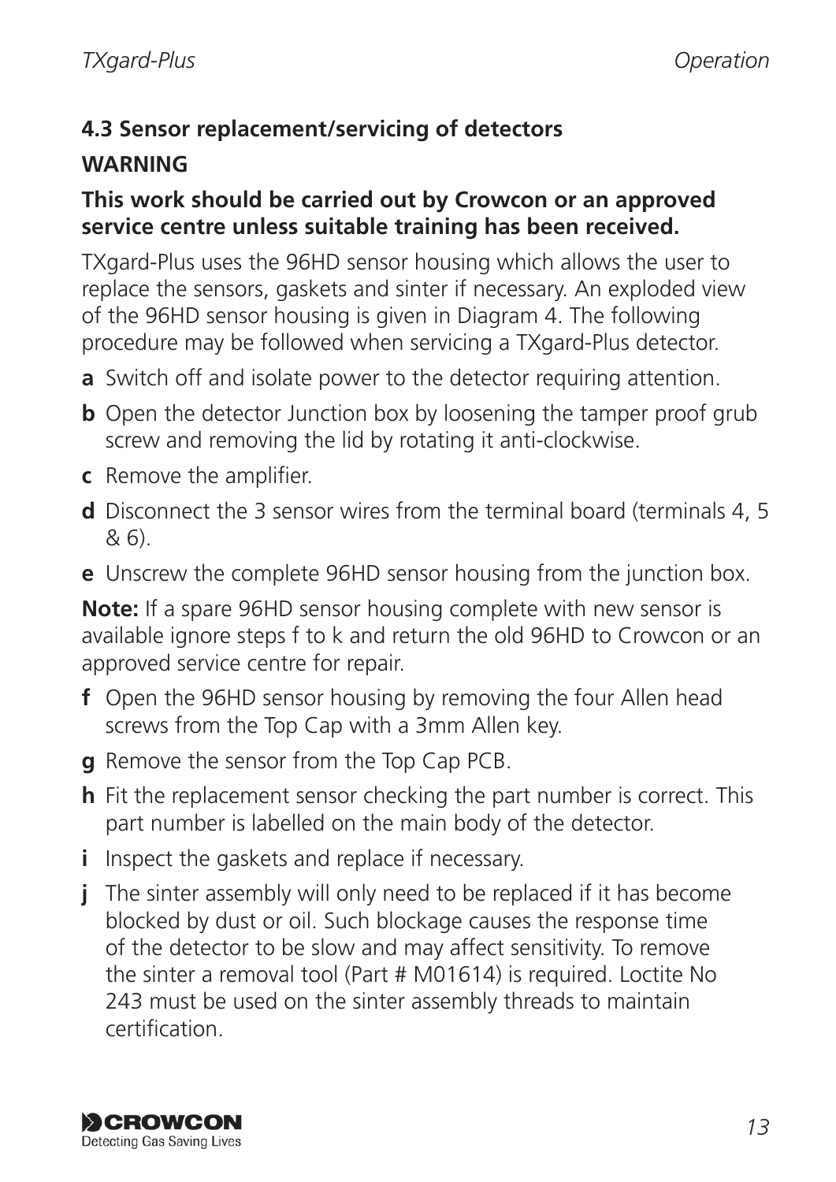### 4.3 Sensor replacement/servicing of detectors

**WARNING**

**This work should be carried out by Crowcon or an approved service centre unless suitable training has been received.**

TXgard-Plus uses the 96HD sensor housing which allows the user to replace the sensors, gaskets and sinter if necessary. An exploded view of the 96HD sensor housing is given in Diagram 4. The following procedure may be followed when servicing a TXgard-Plus detector.

- **a** Switch off and isolate power to the detector requiring attention.
- **b** Open the detector Junction box by loosening the tamper proof grub screw and removing the lid by rotating it anti-clockwise.
- **c** Remove the amplifier.
- **d** Disconnect the 3 sensor wires from the terminal board (terminals 4, 5 & 6).
- **e** Unscrew the complete 96HD sensor housing from the junction box.

**Note:** If a spare 96HD sensor housing complete with new sensor is available ignore steps f to k and return the old 96HD to Crowcon or an approved service centre for repair.

- **f** Open the 96HD sensor housing by removing the four Allen head screws from the Top Cap with a 3mm Allen key.
- **g** Remove the sensor from the Top Cap PCB.
- **h** Fit the replacement sensor checking the part number is correct. This part number is labelled on the main body of the detector.
- **i** Inspect the gaskets and replace if necessary.
- **j** The sinter assembly will only need to be replaced if it has become blocked by dust or oil. Such blockage causes the response time of the detector to be slow and may affect sensitivity. To remove the sinter a removal tool (Part # M01614) is required. Loctite No 243 must be used on the sinter assembly threads to maintain certification.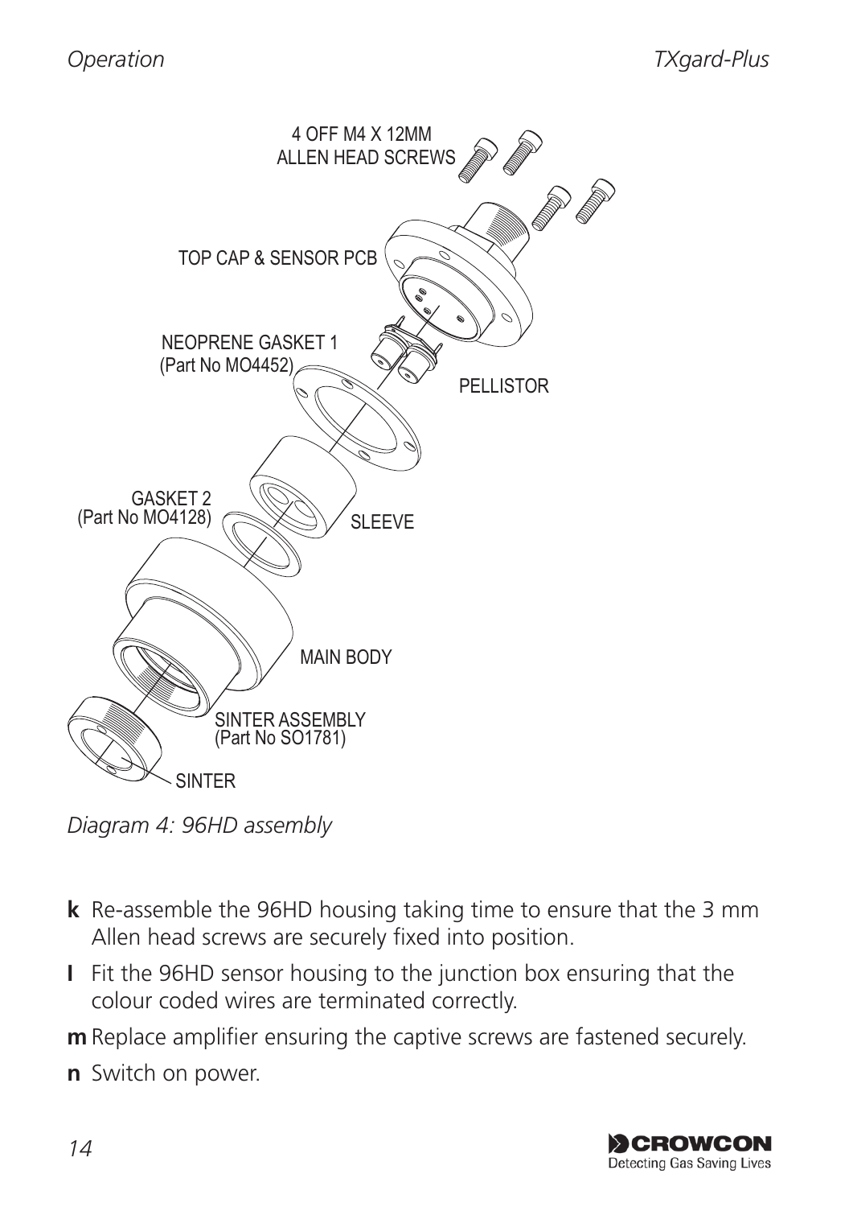4 OFF M4 X 12MM ALLEN HEAD SCREWS

TOP CAP & SENSOR PCB

NEOPRENE GASKET 1 (Part No MO4452)

PELLISTOR

GASKET 2 (Part No MO4128)

SLEEVE

MAIN BODY

SINTER ASSEMBLY (Part No SO1781)

SINTER

*Diagram 4: 96HD assembly*

**k** Re-assemble the 96HD housing taking time to ensure that the 3 mm Allen head screws are securely fixed into position.

**l** Fit the 96HD sensor housing to the junction box ensuring that the colour coded wires are terminated correctly.

**m** Replace amplifier ensuring the captive screws are fastened securely.

**n** Switch on power.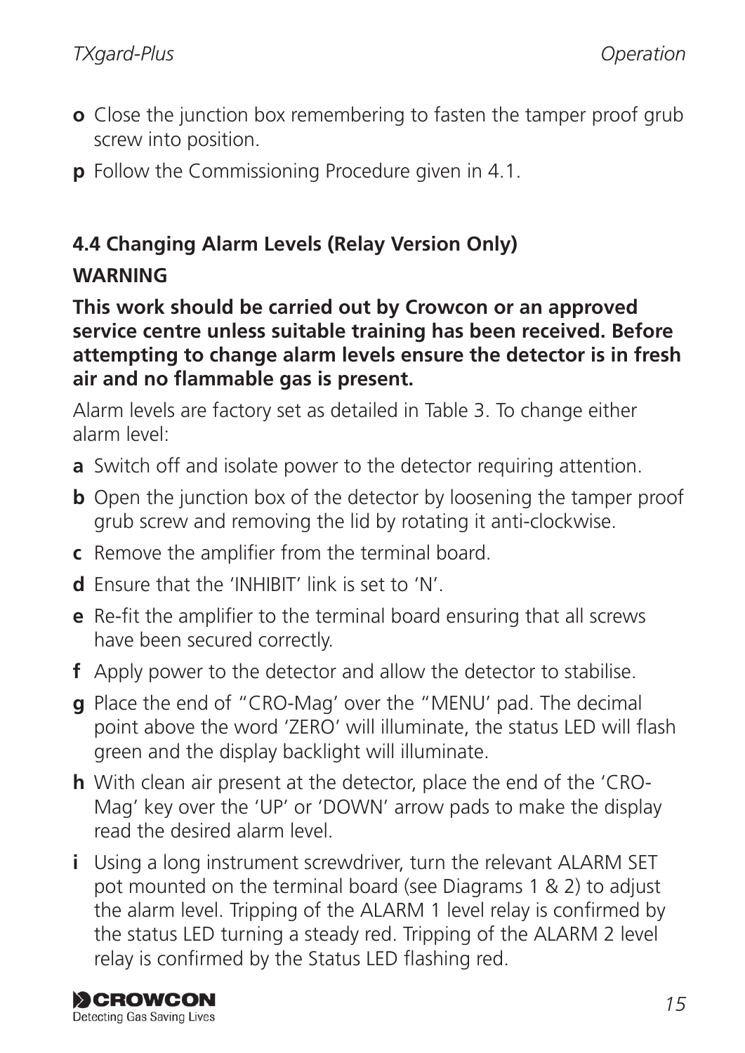**o** Close the junction box remembering to fasten the tamper proof grub screw into position.

**p** Follow the Commissioning Procedure given in 4.1.

## 4.4 Changing Alarm Levels (Relay Version Only)

**WARNING**

**This work should be carried out by Crowcon or an approved service centre unless suitable training has been received. Before attempting to change alarm levels ensure the detector is in fresh air and no flammable gas is present.**

Alarm levels are factory set as detailed in Table 3. To change either alarm level:

**a** Switch off and isolate power to the detector requiring attention.

**b** Open the junction box of the detector by loosening the tamper proof grub screw and removing the lid by rotating it anti-clockwise.

**c** Remove the amplifier from the terminal board.

**d** Ensure that the 'INHIBIT' link is set to 'N'.

**e** Re-fit the amplifier to the terminal board ensuring that all screws have been secured correctly.

**f** Apply power to the detector and allow the detector to stabilise.

**g** Place the end of "CRO-Mag' over the "MENU' pad. The decimal point above the word 'ZERO' will illuminate, the status LED will flash green and the display backlight will illuminate.

**h** With clean air present at the detector, place the end of the 'CRO-Mag' key over the 'UP' or 'DOWN' arrow pads to make the display read the desired alarm level.

**i** Using a long instrument screwdriver, turn the relevant ALARM SET pot mounted on the terminal board (see Diagrams 1 & 2) to adjust the alarm level. Tripping of the ALARM 1 level relay is confirmed by the status LED turning a steady red. Tripping of the ALARM 2 level relay is confirmed by the Status LED flashing red.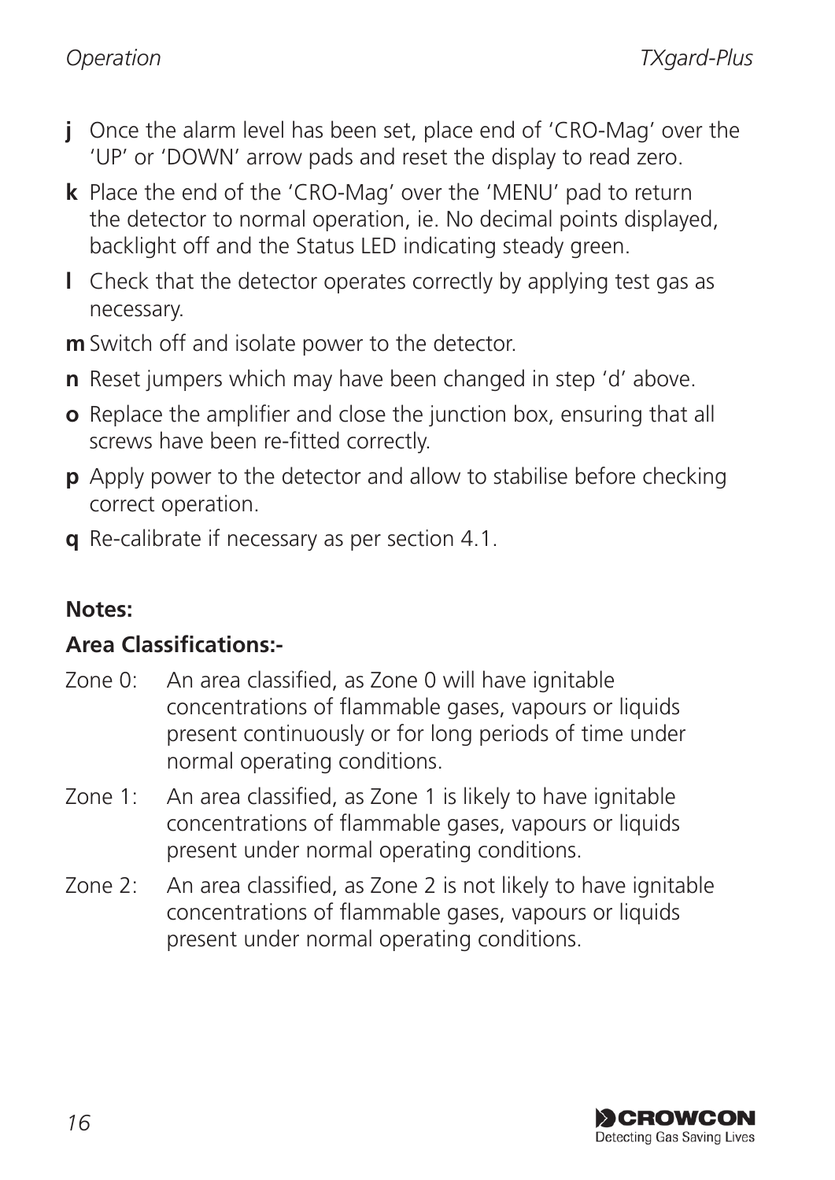**j** Once the alarm level has been set, place end of 'CRO-Mag' over the 'UP' or 'DOWN' arrow pads and reset the display to read zero.

**k** Place the end of the 'CRO-Mag' over the 'MENU' pad to return the detector to normal operation, ie. No decimal points displayed, backlight off and the Status LED indicating steady green.

**l** Check that the detector operates correctly by applying test gas as necessary.

**m** Switch off and isolate power to the detector.

**n** Reset jumpers which may have been changed in step 'd' above.

**o** Replace the amplifier and close the junction box, ensuring that all screws have been re-fitted correctly.

**p** Apply power to the detector and allow to stabilise before checking correct operation.

**q** Re-calibrate if necessary as per section 4.1.

**Notes:**

**Area Classifications:-**

Zone 0: An area classified, as Zone 0 will have ignitable concentrations of flammable gases, vapours or liquids present continuously or for long periods of time under normal operating conditions.

Zone 1: An area classified, as Zone 1 is likely to have ignitable concentrations of flammable gases, vapours or liquids present under normal operating conditions.

Zone 2: An area classified, as Zone 2 is not likely to have ignitable concentrations of flammable gases, vapours or liquids present under normal operating conditions.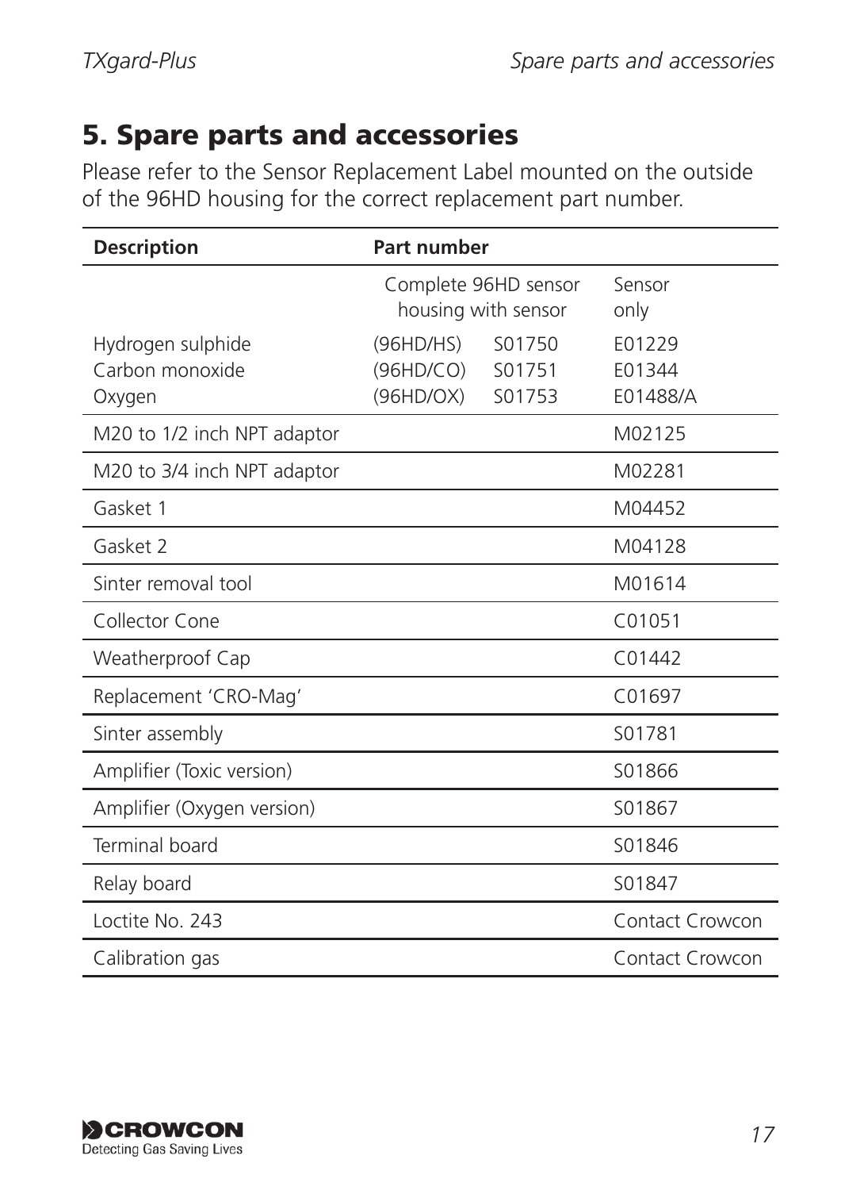## 5. Spare parts and accessories

Please refer to the Sensor Replacement Label mounted on the outside of the 96HD housing for the correct replacement part number.

| Description | Part number | | |
|---|---|---|---|
| | Complete 96HD sensor housing with sensor | | Sensor only |
| Hydrogen sulphide | (96HD/HS) | S01750 | E01229 |
| Carbon monoxide | (96HD/CO) | S01751 | E01344 |
| Oxygen | (96HD/OX) | S01753 | E01488/A |
| M20 to 1/2 inch NPT adaptor | | | M02125 |
| M20 to 3/4 inch NPT adaptor | | | M02281 |
| Gasket 1 | | | M04452 |
| Gasket 2 | | | M04128 |
| Sinter removal tool | | | M01614 |
| Collector Cone | | | C01051 |
| Weatherproof Cap | | | C01442 |
| Replacement 'CRO-Mag' | | | C01697 |
| Sinter assembly | | | S01781 |
| Amplifier (Toxic version) | | | S01866 |
| Amplifier (Oxygen version) | | | S01867 |
| Terminal board | | | S01846 |
| Relay board | | | S01847 |
| Loctite No. 243 | | | Contact Crowcon |
| Calibration gas | | | Contact Crowcon |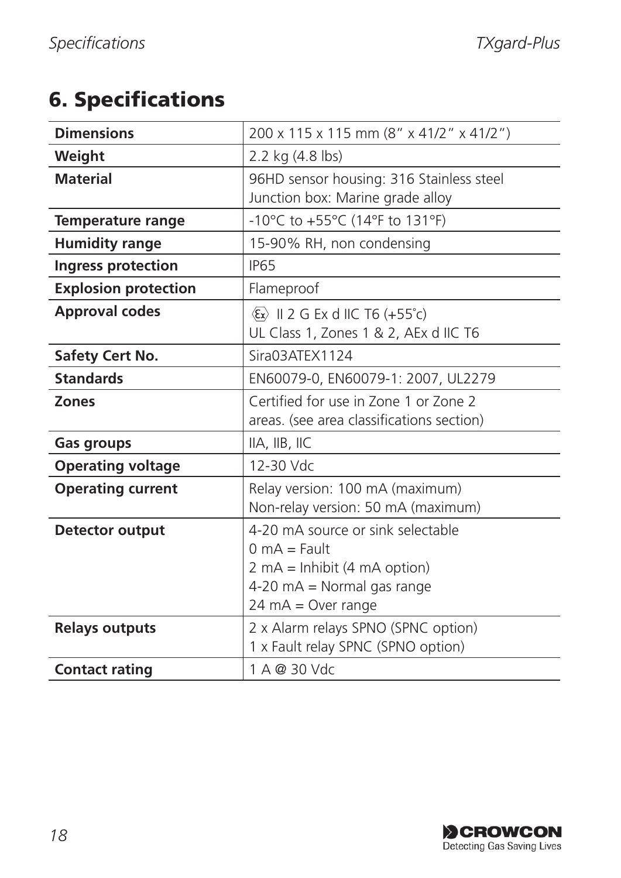# 6. Specifications

| | |
|---|---|
| **Dimensions** | 200 x 115 x 115 mm (8” x 41/2” x 41/2”) |
| **Weight** | 2.2 kg (4.8 lbs) |
| **Material** | 96HD sensor housing: 316 Stainless steel<br>Junction box: Marine grade alloy |
| **Temperature range** | -10°C to +55°C (14°F to 131°F) |
| **Humidity range** | 15-90% RH, non condensing |
| **Ingress protection** | IP65 |
| **Explosion protection** | Flameproof |
| **Approval codes** | Ex II 2 G Ex d IIC T6 (+55˚c)<br>UL Class 1, Zones 1 & 2, AEx d IIC T6 |
| **Safety Cert No.** | Sira03ATEX1124 |
| **Standards** | EN60079-0, EN60079-1: 2007, UL2279 |
| **Zones** | Certified for use in Zone 1 or Zone 2 areas. (see area classifications section) |
| **Gas groups** | IIA, IIB, IIC |
| **Operating voltage** | 12-30 Vdc |
| **Operating current** | Relay version: 100 mA (maximum)<br>Non-relay version: 50 mA (maximum) |
| **Detector output** | 4-20 mA source or sink selectable<br>0 mA = Fault<br>2 mA = Inhibit (4 mA option)<br>4-20 mA = Normal gas range<br>24 mA = Over range |
| **Relays outputs** | 2 x Alarm relays SPNO (SPNC option)<br>1 x Fault relay SPNC (SPNO option) |
| **Contact rating** | 1 A @ 30 Vdc |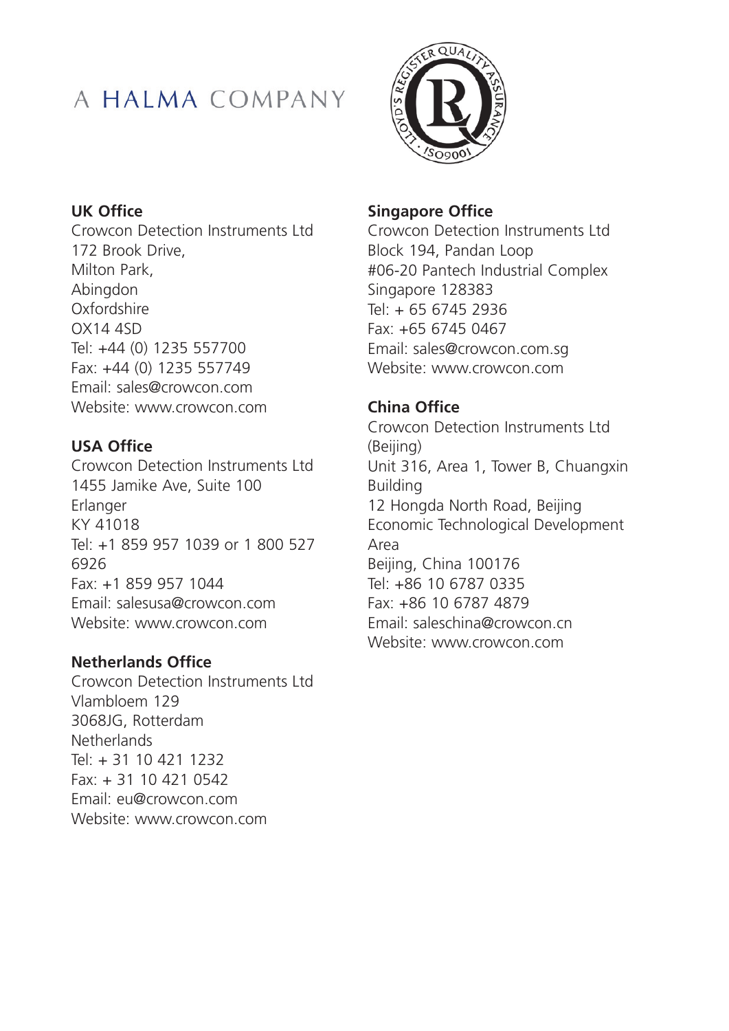A HALMA COMPANY

**UK Office**
Crowcon Detection Instruments Ltd
172 Brook Drive,
Milton Park,
Abingdon
Oxfordshire
OX14 4SD
Tel: +44 (0) 1235 557700
Fax: +44 (0) 1235 557749
Email: sales@crowcon.com
Website: www.crowcon.com

**USA Office**
Crowcon Detection Instruments Ltd
1455 Jamike Ave, Suite 100
Erlanger
KY 41018
Tel: +1 859 957 1039 or 1 800 527 6926
Fax: +1 859 957 1044
Email: salesusa@crowcon.com
Website: www.crowcon.com

**Netherlands Office**
Crowcon Detection Instruments Ltd
Vlambloem 129
3068JG, Rotterdam
Netherlands
Tel: + 31 10 421 1232
Fax: + 31 10 421 0542
Email: eu@crowcon.com
Website: www.crowcon.com

**Singapore Office**
Crowcon Detection Instruments Ltd
Block 194, Pandan Loop
#06-20 Pantech Industrial Complex
Singapore 128383
Tel: + 65 6745 2936
Fax: +65 6745 0467
Email: sales@crowcon.com.sg
Website: www.crowcon.com

**China Office**
Crowcon Detection Instruments Ltd (Beijing)
Unit 316, Area 1, Tower B, Chuangxin Building
12 Hongda North Road, Beijing Economic Technological Development Area
Beijing, China 100176
Tel: +86 10 6787 0335
Fax: +86 10 6787 4879
Email: saleschina@crowcon.cn
Website: www.crowcon.com